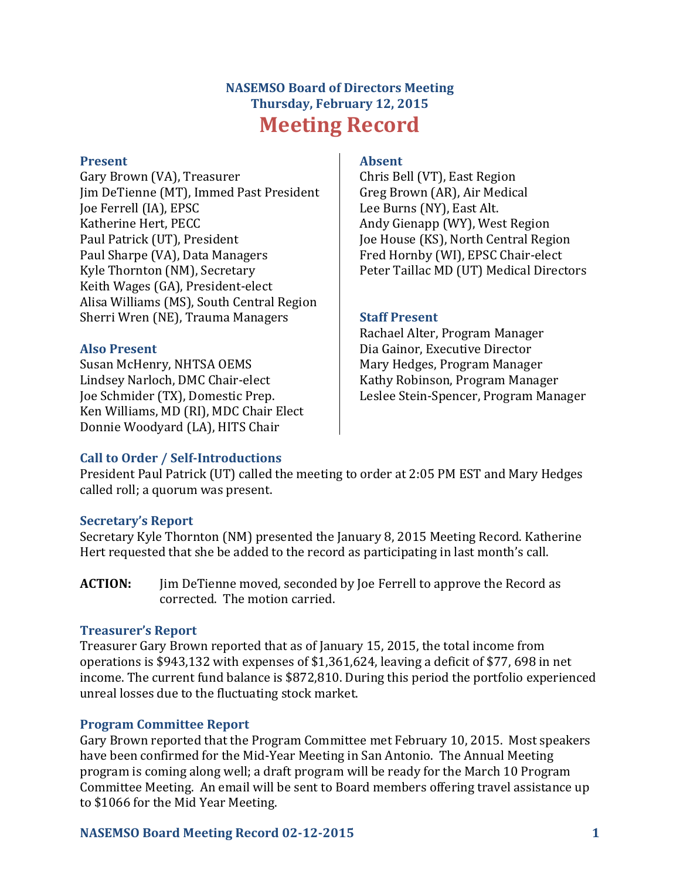# NASEMSO Board of Directors Meeting
## Thursday, February 12, 2015
# Meeting Record

### Present
Gary Brown (VA), Treasurer
Jim DeTienne (MT), Immed Past President
Joe Ferrell (IA), EPSC
Katherine Hert, PECC
Paul Patrick (UT), President
Paul Sharpe (VA), Data Managers
Kyle Thornton (NM), Secretary
Keith Wages (GA), President-elect
Alisa Williams (MS), South Central Region
Sherri Wren (NE), Trauma Managers

### Also Present
Susan McHenry, NHTSA OEMS
Lindsey Narloch, DMC Chair-elect
Joe Schmider (TX), Domestic Prep.
Ken Williams, MD (RI), MDC Chair Elect
Donnie Woodyard (LA), HITS Chair

### Absent
Chris Bell (VT), East Region
Greg Brown (AR), Air Medical
Lee Burns (NY), East Alt.
Andy Gienapp (WY), West Region
Joe House (KS), North Central Region
Fred Hornby (WI), EPSC Chair-elect
Peter Taillac MD (UT) Medical Directors

### Staff Present
Rachael Alter, Program Manager
Dia Gainor, Executive Director
Mary Hedges, Program Manager
Kathy Robinson, Program Manager
Leslee Stein-Spencer, Program Manager

### Call to Order / Self-Introductions
President Paul Patrick (UT) called the meeting to order at 2:05 PM EST and Mary Hedges called roll; a quorum was present.

### Secretary's Report
Secretary Kyle Thornton (NM) presented the January 8, 2015 Meeting Record. Katherine Hert requested that she be added to the record as participating in last month's call.

**ACTION:** Jim DeTienne moved, seconded by Joe Ferrell to approve the Record as corrected. The motion carried.

### Treasurer's Report
Treasurer Gary Brown reported that as of January 15, 2015, the total income from operations is $943,132 with expenses of $1,361,624, leaving a deficit of $77, 698 in net income. The current fund balance is $872,810. During this period the portfolio experienced unreal losses due to the fluctuating stock market.

### Program Committee Report
Gary Brown reported that the Program Committee met February 10, 2015. Most speakers have been confirmed for the Mid-Year Meeting in San Antonio. The Annual Meeting program is coming along well; a draft program will be ready for the March 10 Program Committee Meeting. An email will be sent to Board members offering travel assistance up to $1066 for the Mid Year Meeting.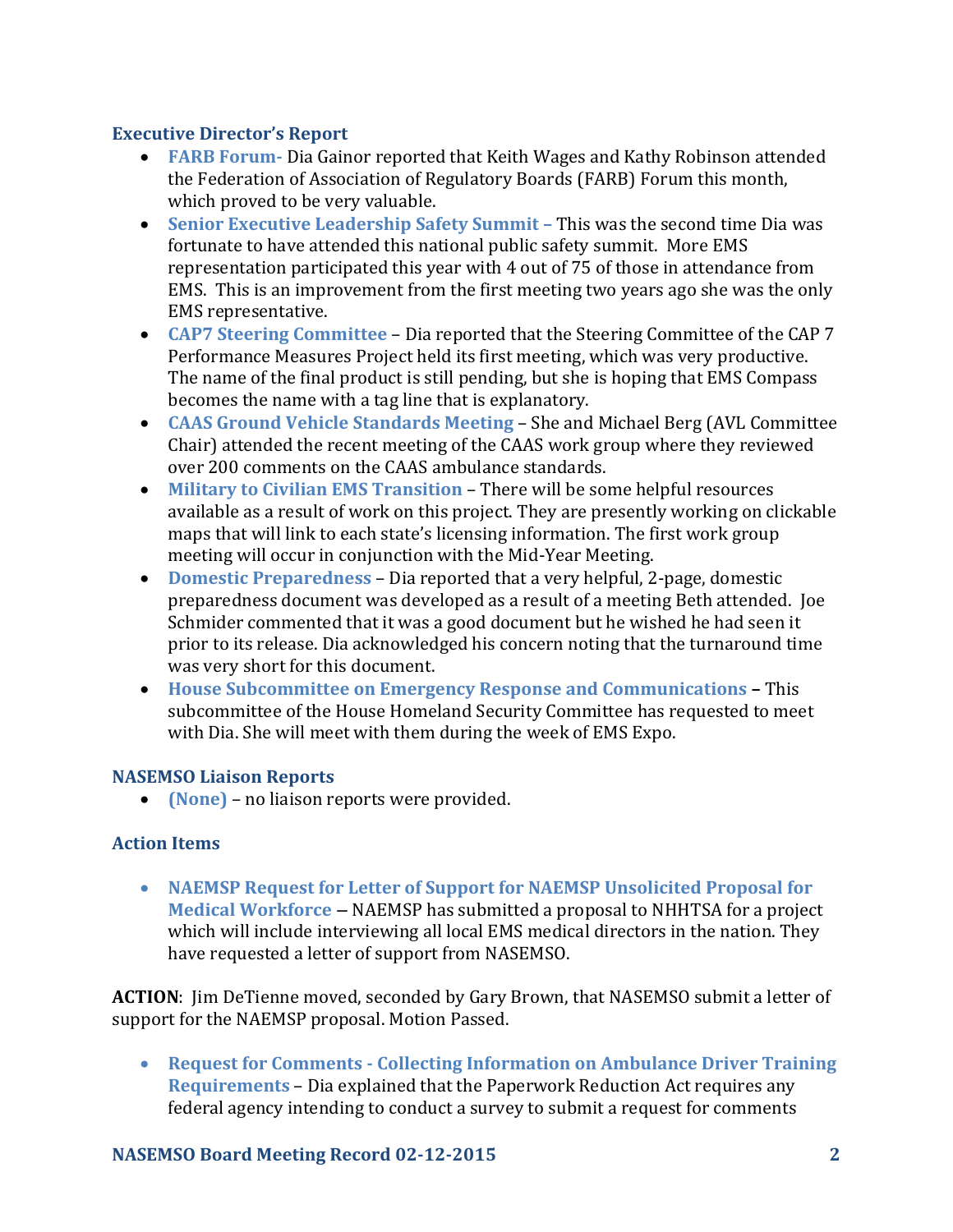## Executive Director's Report

- **FARB Forum-** Dia Gainor reported that Keith Wages and Kathy Robinson attended the Federation of Association of Regulatory Boards (FARB) Forum this month, which proved to be very valuable.
- **Senior Executive Leadership Safety Summit –** This was the second time Dia was fortunate to have attended this national public safety summit. More EMS representation participated this year with 4 out of 75 of those in attendance from EMS. This is an improvement from the first meeting two years ago she was the only EMS representative.
- **CAP7 Steering Committee** – Dia reported that the Steering Committee of the CAP 7 Performance Measures Project held its first meeting, which was very productive. The name of the final product is still pending, but she is hoping that EMS Compass becomes the name with a tag line that is explanatory.
- **CAAS Ground Vehicle Standards Meeting** – She and Michael Berg (AVL Committee Chair) attended the recent meeting of the CAAS work group where they reviewed over 200 comments on the CAAS ambulance standards.
- **Military to Civilian EMS Transition** – There will be some helpful resources available as a result of work on this project. They are presently working on clickable maps that will link to each state's licensing information. The first work group meeting will occur in conjunction with the Mid-Year Meeting.
- **Domestic Preparedness** – Dia reported that a very helpful, 2-page, domestic preparedness document was developed as a result of a meeting Beth attended. Joe Schmider commented that it was a good document but he wished he had seen it prior to its release. Dia acknowledged his concern noting that the turnaround time was very short for this document.
- **House Subcommittee on Emergency Response and Communications** – This subcommittee of the House Homeland Security Committee has requested to meet with Dia. She will meet with them during the week of EMS Expo.

## NASEMSO Liaison Reports

- **(None)** – no liaison reports were provided.

## Action Items

- **NAEMSP Request for Letter of Support for NAEMSP Unsolicited Proposal for Medical Workforce** — NAEMSP has submitted a proposal to NHHTSA for a project which will include interviewing all local EMS medical directors in the nation. They have requested a letter of support from NASEMSO.

**ACTION**: Jim DeTienne moved, seconded by Gary Brown, that NASEMSO submit a letter of support for the NAEMSP proposal. Motion Passed.

- **Request for Comments - Collecting Information on Ambulance Driver Training Requirements** – Dia explained that the Paperwork Reduction Act requires any federal agency intending to conduct a survey to submit a request for comments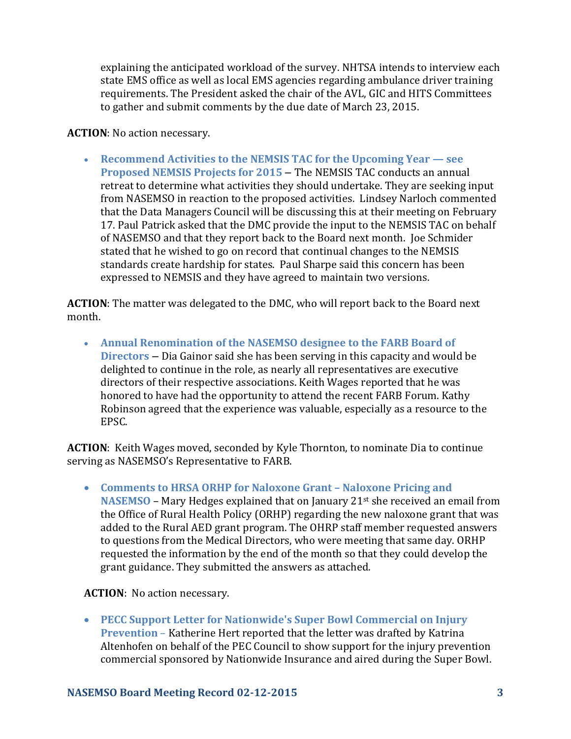explaining the anticipated workload of the survey. NHTSA intends to interview each state EMS office as well as local EMS agencies regarding ambulance driver training requirements. The President asked the chair of the AVL, GIC and HITS Committees to gather and submit comments by the due date of March 23, 2015.

**ACTION**: No action necessary.

- **Recommend Activities to the NEMSIS TAC for the Upcoming Year — see Proposed NEMSIS Projects for 2015** – The NEMSIS TAC conducts an annual retreat to determine what activities they should undertake. They are seeking input from NASEMSO in reaction to the proposed activities. Lindsey Narloch commented that the Data Managers Council will be discussing this at their meeting on February 17. Paul Patrick asked that the DMC provide the input to the NEMSIS TAC on behalf of NASEMSO and that they report back to the Board next month. Joe Schmider stated that he wished to go on record that continual changes to the NEMSIS standards create hardship for states. Paul Sharpe said this concern has been expressed to NEMSIS and they have agreed to maintain two versions.

**ACTION**: The matter was delegated to the DMC, who will report back to the Board next month.

- **Annual Renomination of the NASEMSO designee to the FARB Board of Directors** – Dia Gainor said she has been serving in this capacity and would be delighted to continue in the role, as nearly all representatives are executive directors of their respective associations. Keith Wages reported that he was honored to have had the opportunity to attend the recent FARB Forum. Kathy Robinson agreed that the experience was valuable, especially as a resource to the EPSC.

**ACTION**: Keith Wages moved, seconded by Kyle Thornton, to nominate Dia to continue serving as NASEMSO's Representative to FARB.

- **Comments to HRSA ORHP for Naloxone Grant – Naloxone Pricing and NASEMSO** – Mary Hedges explained that on January 21st she received an email from the Office of Rural Health Policy (ORHP) regarding the new naloxone grant that was added to the Rural AED grant program. The OHRP staff member requested answers to questions from the Medical Directors, who were meeting that same day. ORHP requested the information by the end of the month so that they could develop the grant guidance. They submitted the answers as attached.

**ACTION**: No action necessary.

- **PECC Support Letter for Nationwide's Super Bowl Commercial on Injury Prevention** – Katherine Hert reported that the letter was drafted by Katrina Altenhofen on behalf of the PEC Council to show support for the injury prevention commercial sponsored by Nationwide Insurance and aired during the Super Bowl.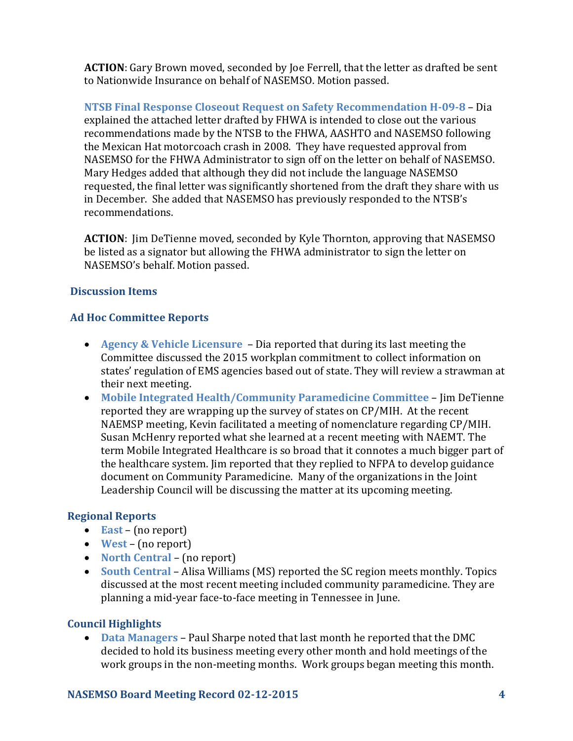**ACTION**: Gary Brown moved, seconded by Joe Ferrell, that the letter as drafted be sent to Nationwide Insurance on behalf of NASEMSO. Motion passed.

**NTSB Final Response Closeout Request on Safety Recommendation H-09-8** – Dia explained the attached letter drafted by FHWA is intended to close out the various recommendations made by the NTSB to the FHWA, AASHTO and NASEMSO following the Mexican Hat motorcoach crash in 2008. They have requested approval from NASEMSO for the FHWA Administrator to sign off on the letter on behalf of NASEMSO. Mary Hedges added that although they did not include the language NASEMSO requested, the final letter was significantly shortened from the draft they share with us in December. She added that NASEMSO has previously responded to the NTSB's recommendations.

**ACTION**: Jim DeTienne moved, seconded by Kyle Thornton, approving that NASEMSO be listed as a signator but allowing the FHWA administrator to sign the letter on NASEMSO's behalf. Motion passed.

### Discussion Items

### Ad Hoc Committee Reports

- **Agency & Vehicle Licensure** – Dia reported that during its last meeting the Committee discussed the 2015 workplan commitment to collect information on states' regulation of EMS agencies based out of state. They will review a strawman at their next meeting.
- **Mobile Integrated Health/Community Paramedicine Committee** – Jim DeTienne reported they are wrapping up the survey of states on CP/MIH. At the recent NAEMSP meeting, Kevin facilitated a meeting of nomenclature regarding CP/MIH. Susan McHenry reported what she learned at a recent meeting with NAEMT. The term Mobile Integrated Healthcare is so broad that it connotes a much bigger part of the healthcare system. Jim reported that they replied to NFPA to develop guidance document on Community Paramedicine. Many of the organizations in the Joint Leadership Council will be discussing the matter at its upcoming meeting.

### Regional Reports

- **East** – (no report)
- **West** – (no report)
- **North Central** – (no report)
- **South Central** – Alisa Williams (MS) reported the SC region meets monthly. Topics discussed at the most recent meeting included community paramedicine. They are planning a mid-year face-to-face meeting in Tennessee in June.

### Council Highlights

- **Data Managers** – Paul Sharpe noted that last month he reported that the DMC decided to hold its business meeting every other month and hold meetings of the work groups in the non-meeting months. Work groups began meeting this month.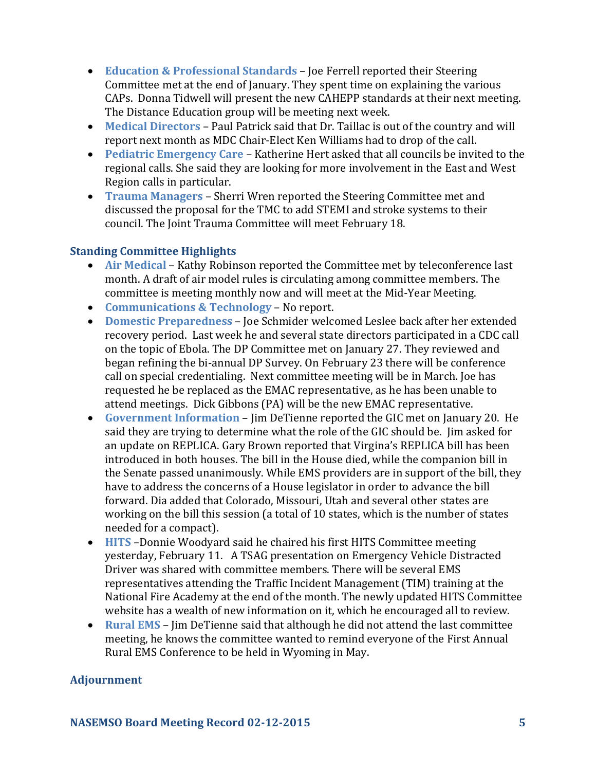- **Education & Professional Standards** – Joe Ferrell reported their Steering Committee met at the end of January. They spent time on explaining the various CAPs. Donna Tidwell will present the new CAHEPP standards at their next meeting. The Distance Education group will be meeting next week.
- **Medical Directors** – Paul Patrick said that Dr. Taillac is out of the country and will report next month as MDC Chair-Elect Ken Williams had to drop of the call.
- **Pediatric Emergency Care** – Katherine Hert asked that all councils be invited to the regional calls. She said they are looking for more involvement in the East and West Region calls in particular.
- **Trauma Managers** – Sherri Wren reported the Steering Committee met and discussed the proposal for the TMC to add STEMI and stroke systems to their council. The Joint Trauma Committee will meet February 18.

## Standing Committee Highlights

- **Air Medical** – Kathy Robinson reported the Committee met by teleconference last month. A draft of air model rules is circulating among committee members. The committee is meeting monthly now and will meet at the Mid-Year Meeting.
- **Communications & Technology** – No report.
- **Domestic Preparedness** – Joe Schmider welcomed Leslee back after her extended recovery period. Last week he and several state directors participated in a CDC call on the topic of Ebola. The DP Committee met on January 27. They reviewed and began refining the bi-annual DP Survey. On February 23 there will be conference call on special credentialing. Next committee meeting will be in March. Joe has requested he be replaced as the EMAC representative, as he has been unable to attend meetings. Dick Gibbons (PA) will be the new EMAC representative.
- **Government Information** – Jim DeTienne reported the GIC met on January 20. He said they are trying to determine what the role of the GIC should be. Jim asked for an update on REPLICA. Gary Brown reported that Virgina's REPLICA bill has been introduced in both houses. The bill in the House died, while the companion bill in the Senate passed unanimously. While EMS providers are in support of the bill, they have to address the concerns of a House legislator in order to advance the bill forward. Dia added that Colorado, Missouri, Utah and several other states are working on the bill this session (a total of 10 states, which is the number of states needed for a compact).
- **HITS** –Donnie Woodyard said he chaired his first HITS Committee meeting yesterday, February 11. A TSAG presentation on Emergency Vehicle Distracted Driver was shared with committee members. There will be several EMS representatives attending the Traffic Incident Management (TIM) training at the National Fire Academy at the end of the month. The newly updated HITS Committee website has a wealth of new information on it, which he encouraged all to review.
- **Rural EMS** – Jim DeTienne said that although he did not attend the last committee meeting, he knows the committee wanted to remind everyone of the First Annual Rural EMS Conference to be held in Wyoming in May.

## Adjournment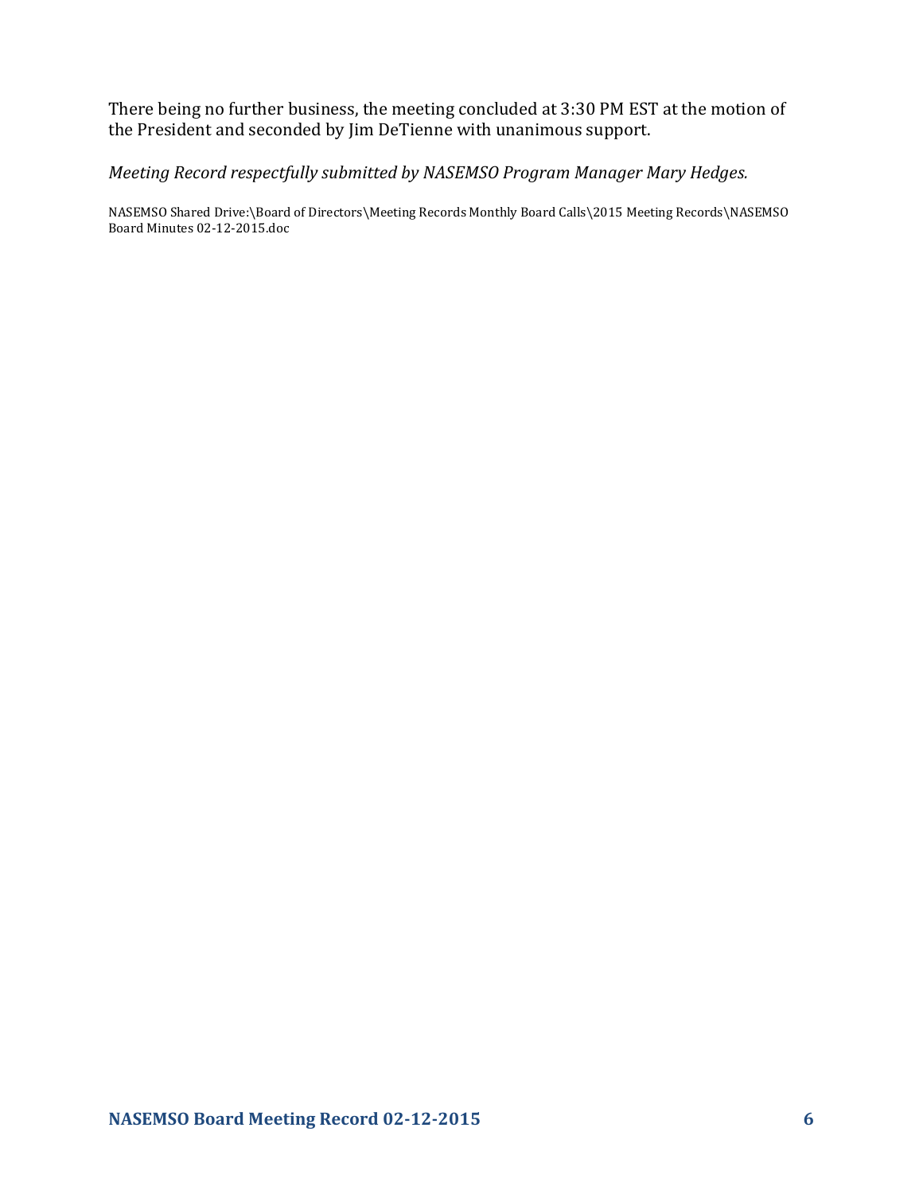There being no further business, the meeting concluded at 3:30 PM EST at the motion of the President and seconded by Jim DeTienne with unanimous support.

*Meeting Record respectfully submitted by NASEMSO Program Manager Mary Hedges.*

NASEMSO Shared Drive:\Board of Directors\Meeting Records Monthly Board Calls\2015 Meeting Records\NASEMSO Board Minutes 02-12-2015.doc